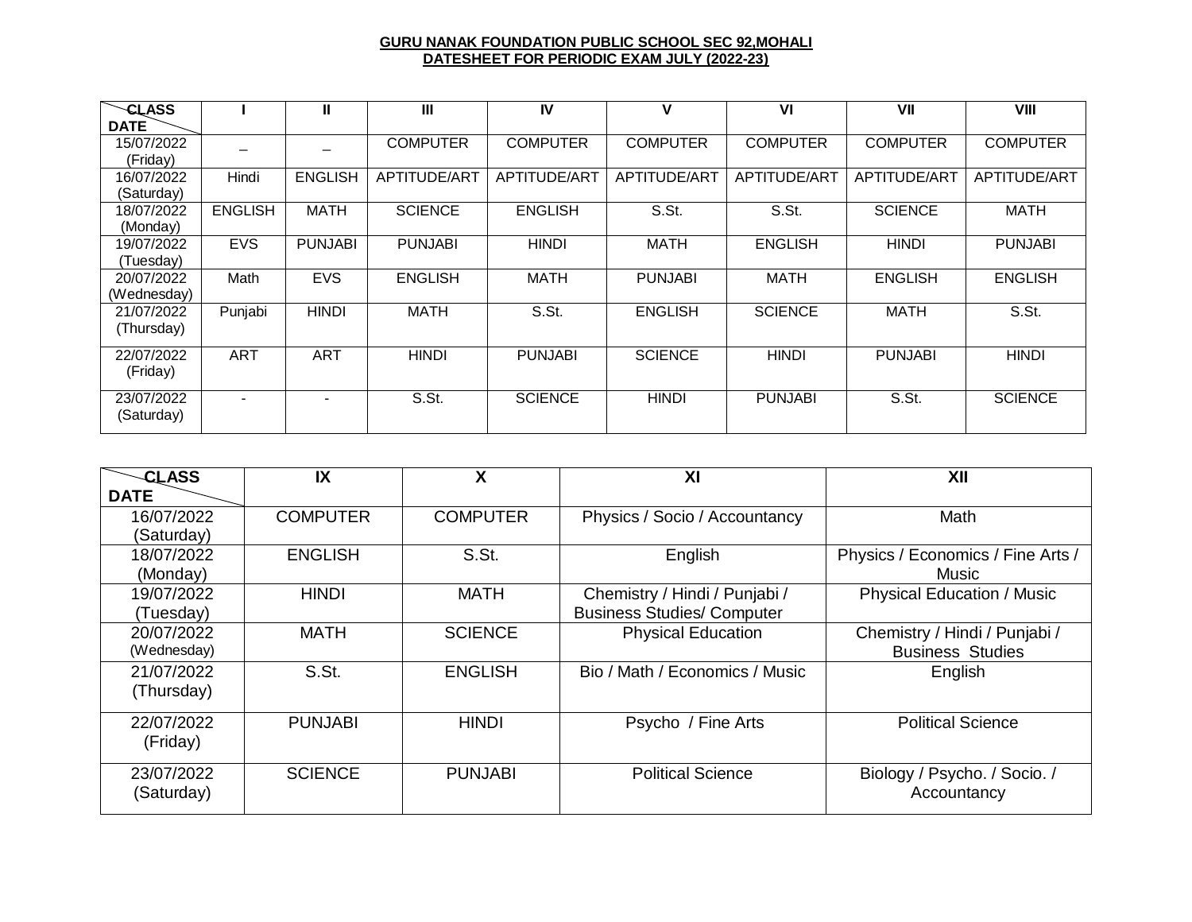**GURU NANAK FOUNDATION PUBLIC SCHOOL SEC 92,MOHALI**
**DATESHEET FOR PERIODIC EXAM JULY (2022-23)**

| CLASS / DATE | I | II | III | IV | V | VI | VII | VIII |
|---|---|---|---|---|---|---|---|---|
| 15/07/2022 (Friday) | _ | _ | COMPUTER | COMPUTER | COMPUTER | COMPUTER | COMPUTER | COMPUTER |
| 16/07/2022 (Saturday) | Hindi | ENGLISH | APTITUDE/ART | APTITUDE/ART | APTITUDE/ART | APTITUDE/ART | APTITUDE/ART | APTITUDE/ART |
| 18/07/2022 (Monday) | ENGLISH | MATH | SCIENCE | ENGLISH | S.St. | S.St. | SCIENCE | MATH |
| 19/07/2022 (Tuesday) | EVS | PUNJABI | PUNJABI | HINDI | MATH | ENGLISH | HINDI | PUNJABI |
| 20/07/2022 (Wednesday) | Math | EVS | ENGLISH | MATH | PUNJABI | MATH | ENGLISH | ENGLISH |
| 21/07/2022 (Thursday) | Punjabi | HINDI | MATH | S.St. | ENGLISH | SCIENCE | MATH | S.St. |
| 22/07/2022 (Friday) | ART | ART | HINDI | PUNJABI | SCIENCE | HINDI | PUNJABI | HINDI |
| 23/07/2022 (Saturday) | - | - | S.St. | SCIENCE | HINDI | PUNJABI | S.St. | SCIENCE |

| CLASS / DATE | IX | X | XI | XII |
|---|---|---|---|---|
| 16/07/2022 (Saturday) | COMPUTER | COMPUTER | Physics / Socio / Accountancy | Math |
| 18/07/2022 (Monday) | ENGLISH | S.St. | English | Physics / Economics / Fine Arts / Music |
| 19/07/2022 (Tuesday) | HINDI | MATH | Chemistry / Hindi / Punjabi / Business Studies/ Computer | Physical Education / Music |
| 20/07/2022 (Wednesday) | MATH | SCIENCE | Physical Education | Chemistry / Hindi / Punjabi / Business Studies |
| 21/07/2022 (Thursday) | S.St. | ENGLISH | Bio / Math / Economics / Music | English |
| 22/07/2022 (Friday) | PUNJABI | HINDI | Psycho / Fine Arts | Political Science |
| 23/07/2022 (Saturday) | SCIENCE | PUNJABI | Political Science | Biology / Psycho. / Socio. / Accountancy |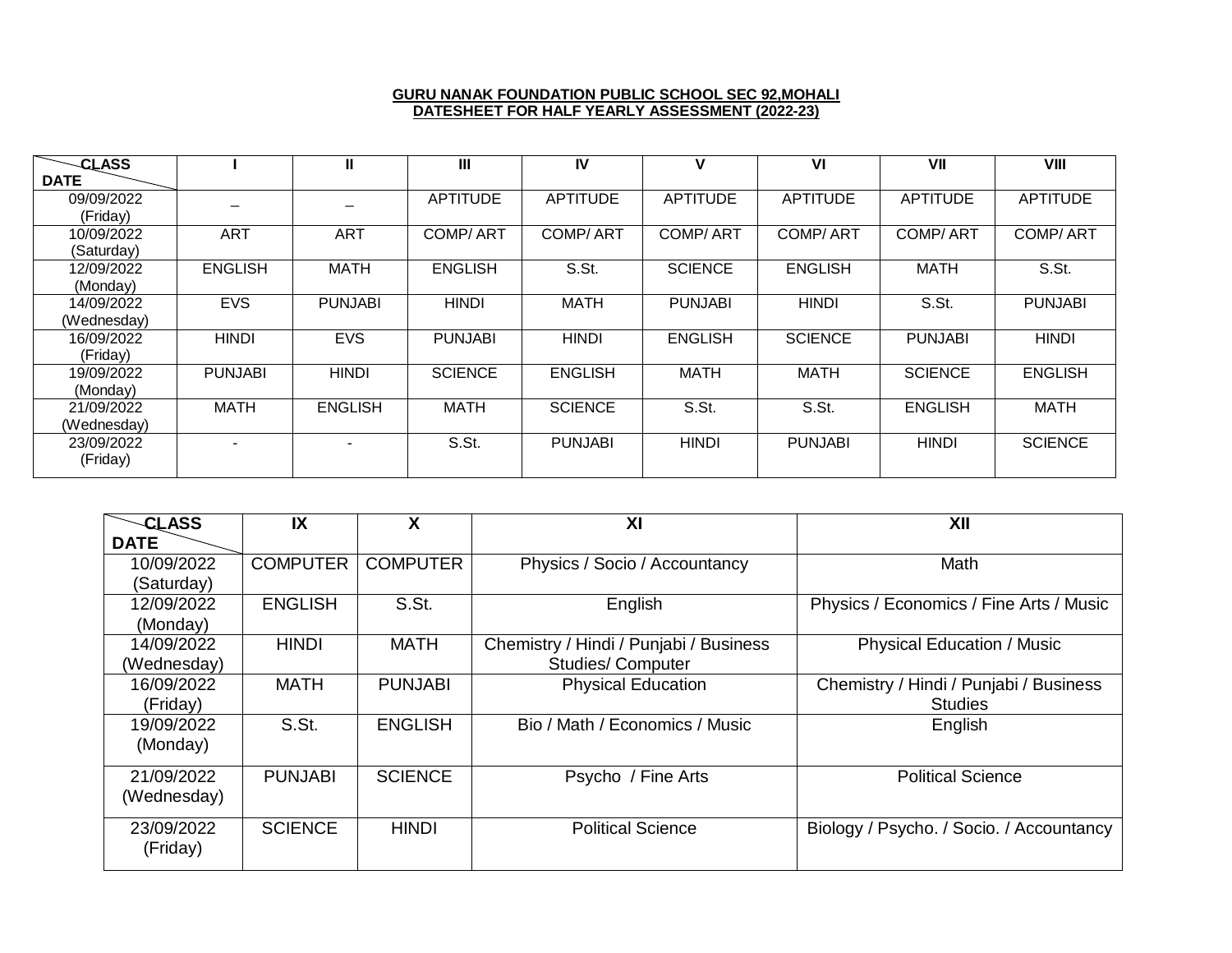**GURU NANAK FOUNDATION PUBLIC SCHOOL SEC 92,MOHALI**
**DATESHEET FOR HALF YEARLY ASSESSMENT (2022-23)**

| DATE \ CLASS | I | II | III | IV | V | VI | VII | VIII |
|---|---|---|---|---|---|---|---|---|
| 09/09/2022 (Friday) | _ | _ | APTITUDE | APTITUDE | APTITUDE | APTITUDE | APTITUDE | APTITUDE |
| 10/09/2022 (Saturday) | ART | ART | COMP/ ART | COMP/ ART | COMP/ ART | COMP/ ART | COMP/ ART | COMP/ ART |
| 12/09/2022 (Monday) | ENGLISH | MATH | ENGLISH | S.St. | SCIENCE | ENGLISH | MATH | S.St. |
| 14/09/2022 (Wednesday) | EVS | PUNJABI | HINDI | MATH | PUNJABI | HINDI | S.St. | PUNJABI |
| 16/09/2022 (Friday) | HINDI | EVS | PUNJABI | HINDI | ENGLISH | SCIENCE | PUNJABI | HINDI |
| 19/09/2022 (Monday) | PUNJABI | HINDI | SCIENCE | ENGLISH | MATH | MATH | SCIENCE | ENGLISH |
| 21/09/2022 (Wednesday) | MATH | ENGLISH | MATH | SCIENCE | S.St. | S.St. | ENGLISH | MATH |
| 23/09/2022 (Friday) | - | - | S.St. | PUNJABI | HINDI | PUNJABI | HINDI | SCIENCE |

| DATE \ CLASS | IX | X | XI | XII |
|---|---|---|---|---|
| 10/09/2022 (Saturday) | COMPUTER | COMPUTER | Physics / Socio / Accountancy | Math |
| 12/09/2022 (Monday) | ENGLISH | S.St. | English | Physics / Economics / Fine Arts / Music |
| 14/09/2022 (Wednesday) | HINDI | MATH | Chemistry / Hindi / Punjabi / Business Studies/ Computer | Physical Education / Music |
| 16/09/2022 (Friday) | MATH | PUNJABI | Physical Education | Chemistry / Hindi / Punjabi / Business Studies |
| 19/09/2022 (Monday) | S.St. | ENGLISH | Bio / Math / Economics / Music | English |
| 21/09/2022 (Wednesday) | PUNJABI | SCIENCE | Psycho / Fine Arts | Political Science |
| 23/09/2022 (Friday) | SCIENCE | HINDI | Political Science | Biology / Psycho. / Socio. / Accountancy |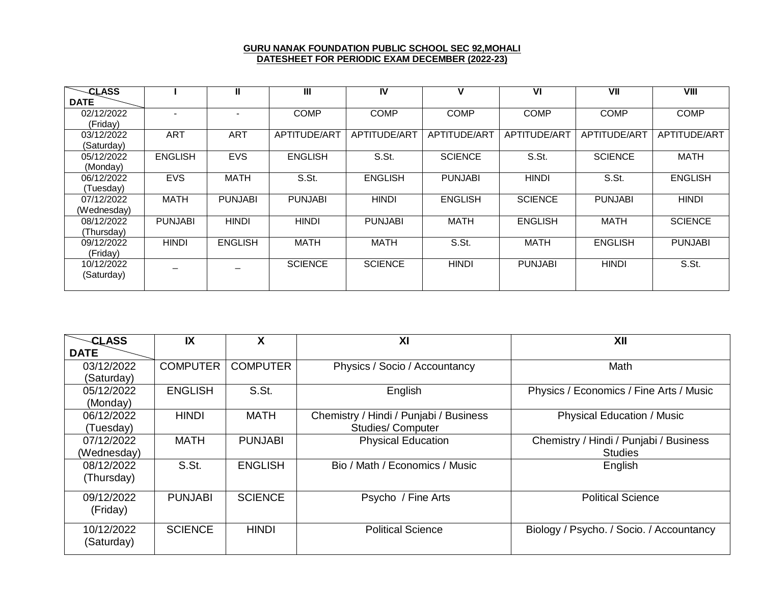**GURU NANAK FOUNDATION PUBLIC SCHOOL SEC 92,MOHALI**
**DATESHEET FOR PERIODIC EXAM DECEMBER (2022-23)**

| CLASS / DATE | I | II | III | IV | V | VI | VII | VIII |
|---|---|---|---|---|---|---|---|---|
| 02/12/2022 (Friday) | - | - | COMP | COMP | COMP | COMP | COMP | COMP |
| 03/12/2022 (Saturday) | ART | ART | APTITUDE/ART | APTITUDE/ART | APTITUDE/ART | APTITUDE/ART | APTITUDE/ART | APTITUDE/ART |
| 05/12/2022 (Monday) | ENGLISH | EVS | ENGLISH | S.St. | SCIENCE | S.St. | SCIENCE | MATH |
| 06/12/2022 (Tuesday) | EVS | MATH | S.St. | ENGLISH | PUNJABI | HINDI | S.St. | ENGLISH |
| 07/12/2022 (Wednesday) | MATH | PUNJABI | PUNJABI | HINDI | ENGLISH | SCIENCE | PUNJABI | HINDI |
| 08/12/2022 (Thursday) | PUNJABI | HINDI | HINDI | PUNJABI | MATH | ENGLISH | MATH | SCIENCE |
| 09/12/2022 (Friday) | HINDI | ENGLISH | MATH | MATH | S.St. | MATH | ENGLISH | PUNJABI |
| 10/12/2022 (Saturday) | _ | _ | SCIENCE | SCIENCE | HINDI | PUNJABI | HINDI | S.St. |

| CLASS / DATE | IX | X | XI | XII |
|---|---|---|---|---|
| 03/12/2022 (Saturday) | COMPUTER | COMPUTER | Physics / Socio / Accountancy | Math |
| 05/12/2022 (Monday) | ENGLISH | S.St. | English | Physics / Economics / Fine Arts / Music |
| 06/12/2022 (Tuesday) | HINDI | MATH | Chemistry / Hindi / Punjabi / Business Studies/ Computer | Physical Education / Music |
| 07/12/2022 (Wednesday) | MATH | PUNJABI | Physical Education | Chemistry / Hindi / Punjabi / Business Studies |
| 08/12/2022 (Thursday) | S.St. | ENGLISH | Bio / Math / Economics / Music | English |
| 09/12/2022 (Friday) | PUNJABI | SCIENCE | Psycho / Fine Arts | Political Science |
| 10/12/2022 (Saturday) | SCIENCE | HINDI | Political Science | Biology / Psycho. / Socio. / Accountancy |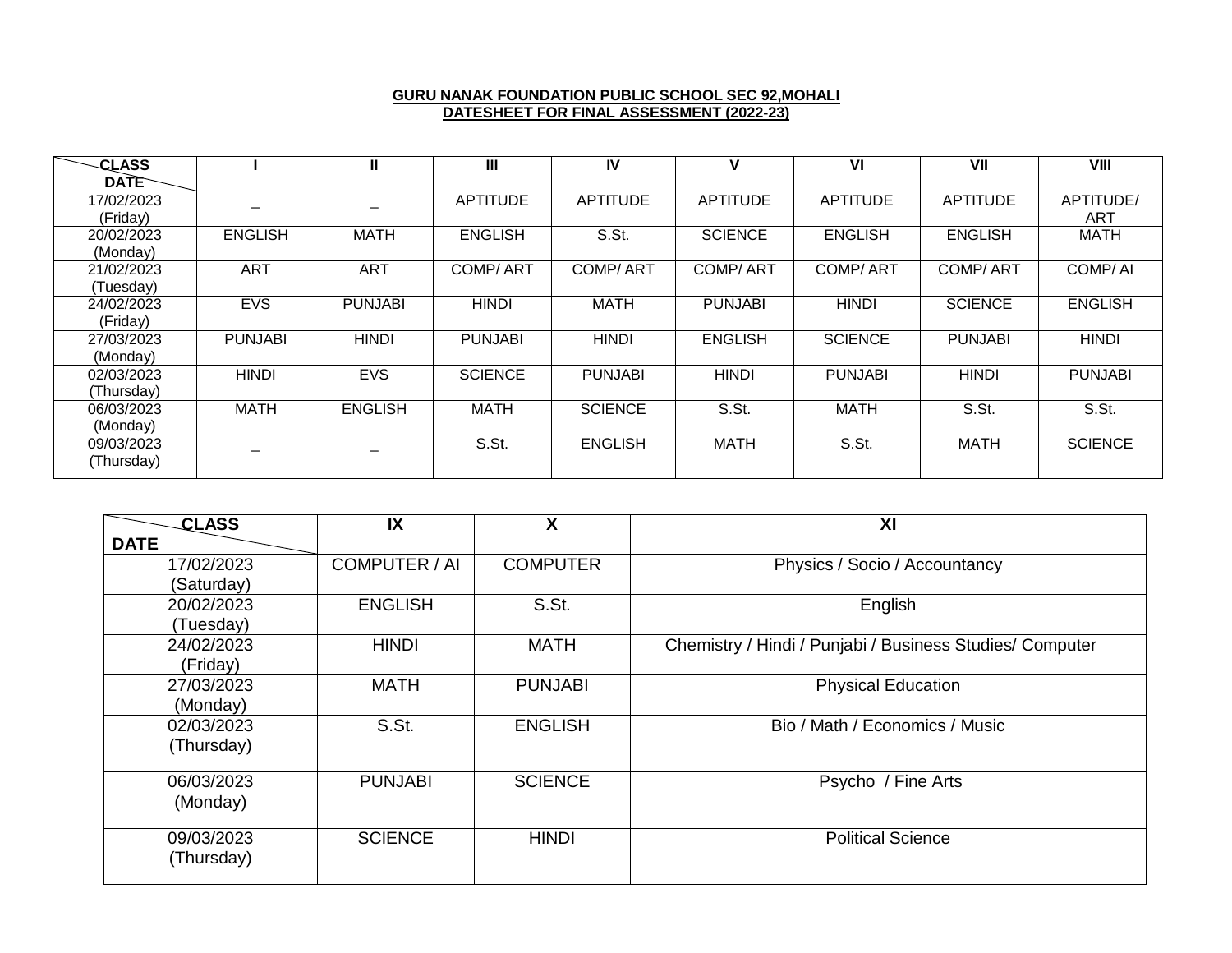**GURU NANAK FOUNDATION PUBLIC SCHOOL SEC 92,MOHALI**
**DATESHEET FOR FINAL ASSESSMENT (2022-23)**

| CLASS / DATE | I | II | III | IV | V | VI | VII | VIII |
|---|---|---|---|---|---|---|---|---|
| 17/02/2023 (Friday) | _ | _ | APTITUDE | APTITUDE | APTITUDE | APTITUDE | APTITUDE | APTITUDE/ ART |
| 20/02/2023 (Monday) | ENGLISH | MATH | ENGLISH | S.St. | SCIENCE | ENGLISH | ENGLISH | MATH |
| 21/02/2023 (Tuesday) | ART | ART | COMP/ ART | COMP/ ART | COMP/ ART | COMP/ ART | COMP/ ART | COMP/ AI |
| 24/02/2023 (Friday) | EVS | PUNJABI | HINDI | MATH | PUNJABI | HINDI | SCIENCE | ENGLISH |
| 27/03/2023 (Monday) | PUNJABI | HINDI | PUNJABI | HINDI | ENGLISH | SCIENCE | PUNJABI | HINDI |
| 02/03/2023 (Thursday) | HINDI | EVS | SCIENCE | PUNJABI | HINDI | PUNJABI | HINDI | PUNJABI |
| 06/03/2023 (Monday) | MATH | ENGLISH | MATH | SCIENCE | S.St. | MATH | S.St. | S.St. |
| 09/03/2023 (Thursday) | _ | _ | S.St. | ENGLISH | MATH | S.St. | MATH | SCIENCE |

| CLASS / DATE | IX | X | XI |
|---|---|---|---|
| 17/02/2023 (Saturday) | COMPUTER / AI | COMPUTER | Physics / Socio / Accountancy |
| 20/02/2023 (Tuesday) | ENGLISH | S.St. | English |
| 24/02/2023 (Friday) | HINDI | MATH | Chemistry / Hindi / Punjabi / Business Studies/ Computer |
| 27/03/2023 (Monday) | MATH | PUNJABI | Physical Education |
| 02/03/2023 (Thursday) | S.St. | ENGLISH | Bio / Math / Economics / Music |
| 06/03/2023 (Monday) | PUNJABI | SCIENCE | Psycho / Fine Arts |
| 09/03/2023 (Thursday) | SCIENCE | HINDI | Political Science |